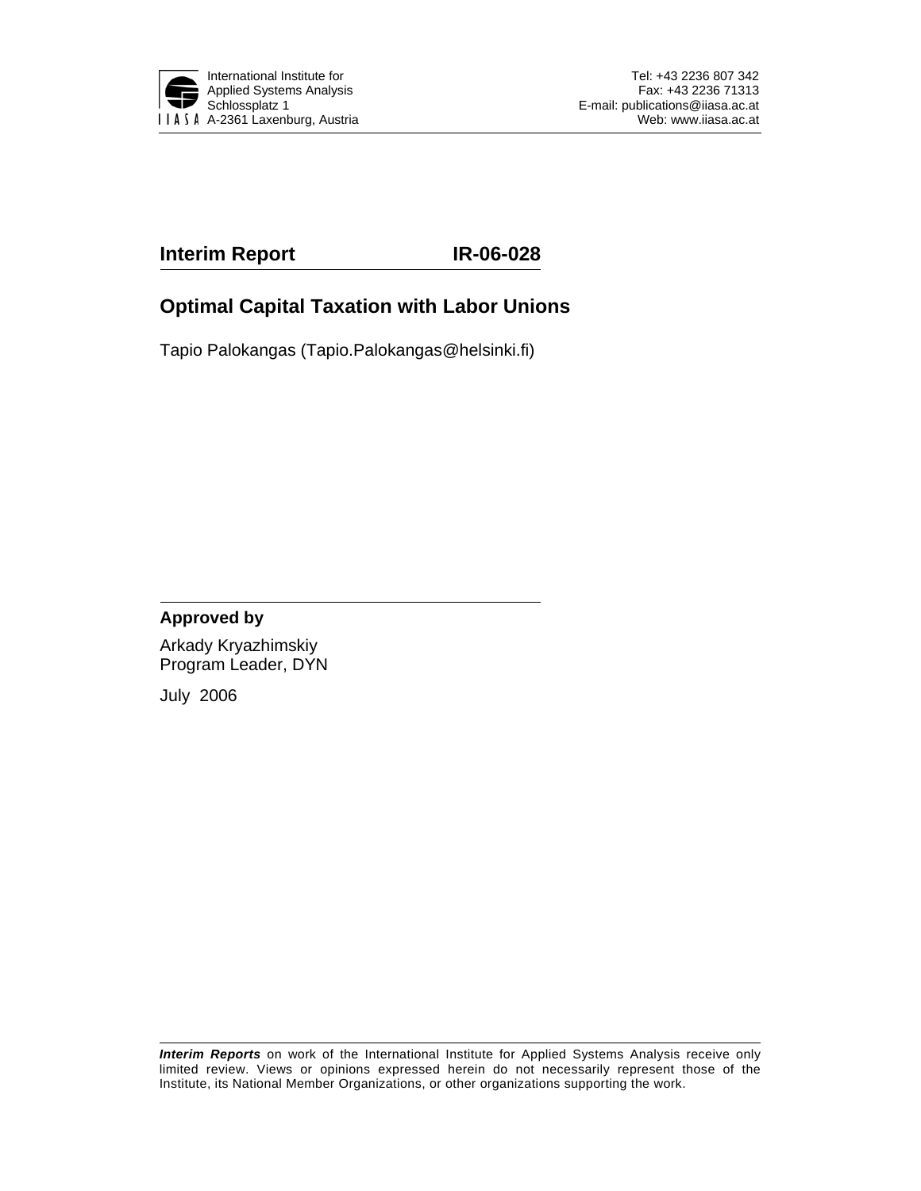International Institute for Applied Systems Analysis
Schlossplatz 1
A-2361 Laxenburg, Austria

Tel: +43 2236 807 342
Fax: +43 2236 71313
E-mail: publications@iiasa.ac.at
Web: www.iiasa.ac.at

**Interim Report** **IR-06-028**

# Optimal Capital Taxation with Labor Unions

Tapio Palokangas (Tapio.Palokangas@helsinki.fi)

**Approved by**

Arkady Kryazhimskiy
Program Leader, DYN

July 2006

***Interim Reports*** on work of the International Institute for Applied Systems Analysis receive only limited review. Views or opinions expressed herein do not necessarily represent those of the Institute, its National Member Organizations, or other organizations supporting the work.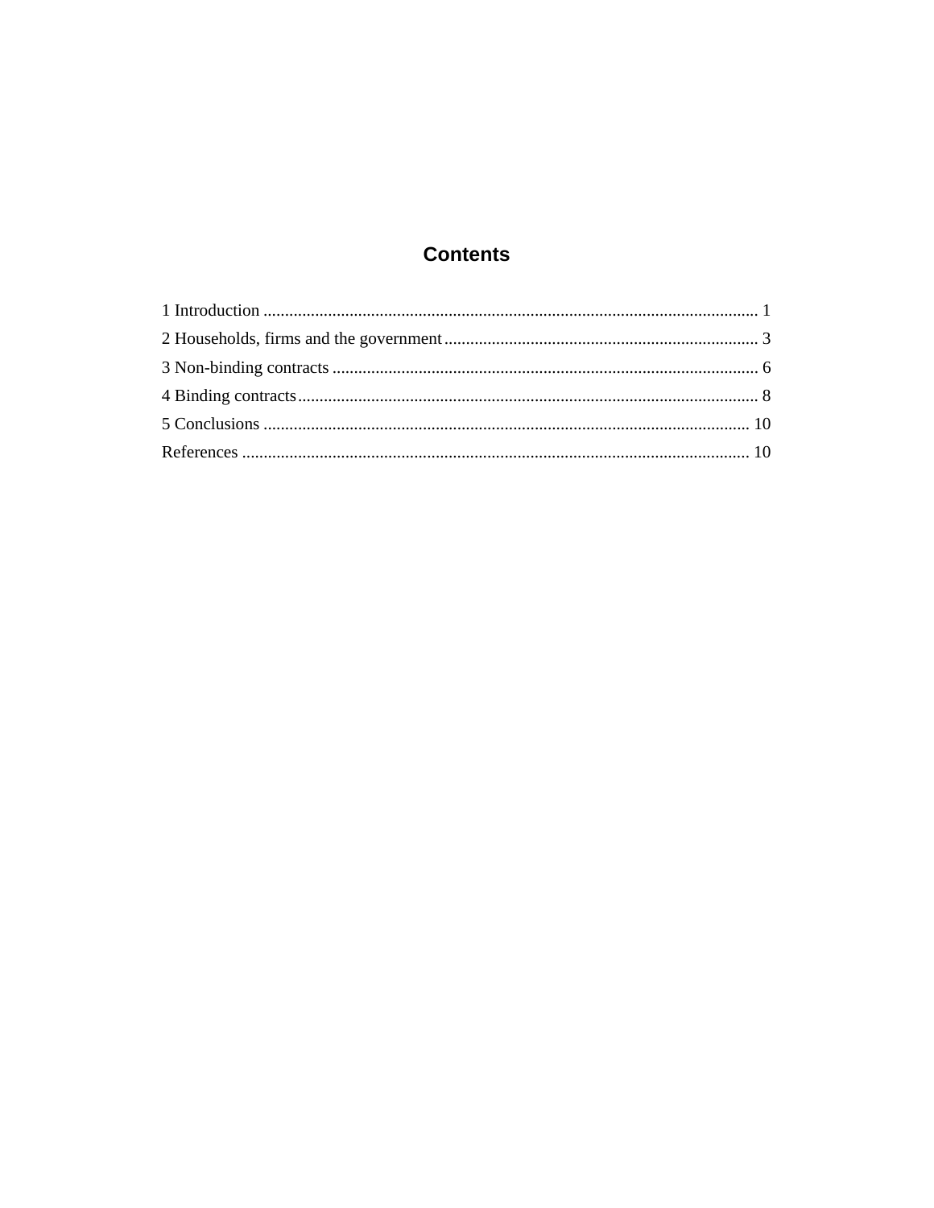# Contents

1 Introduction .................................................................................................................. 1

2 Households, firms and the government ......................................................................... 3

3 Non-binding contracts ................................................................................................... 6

4 Binding contracts ........................................................................................................... 8

5 Conclusions ................................................................................................................. 10

References ...................................................................................................................... 10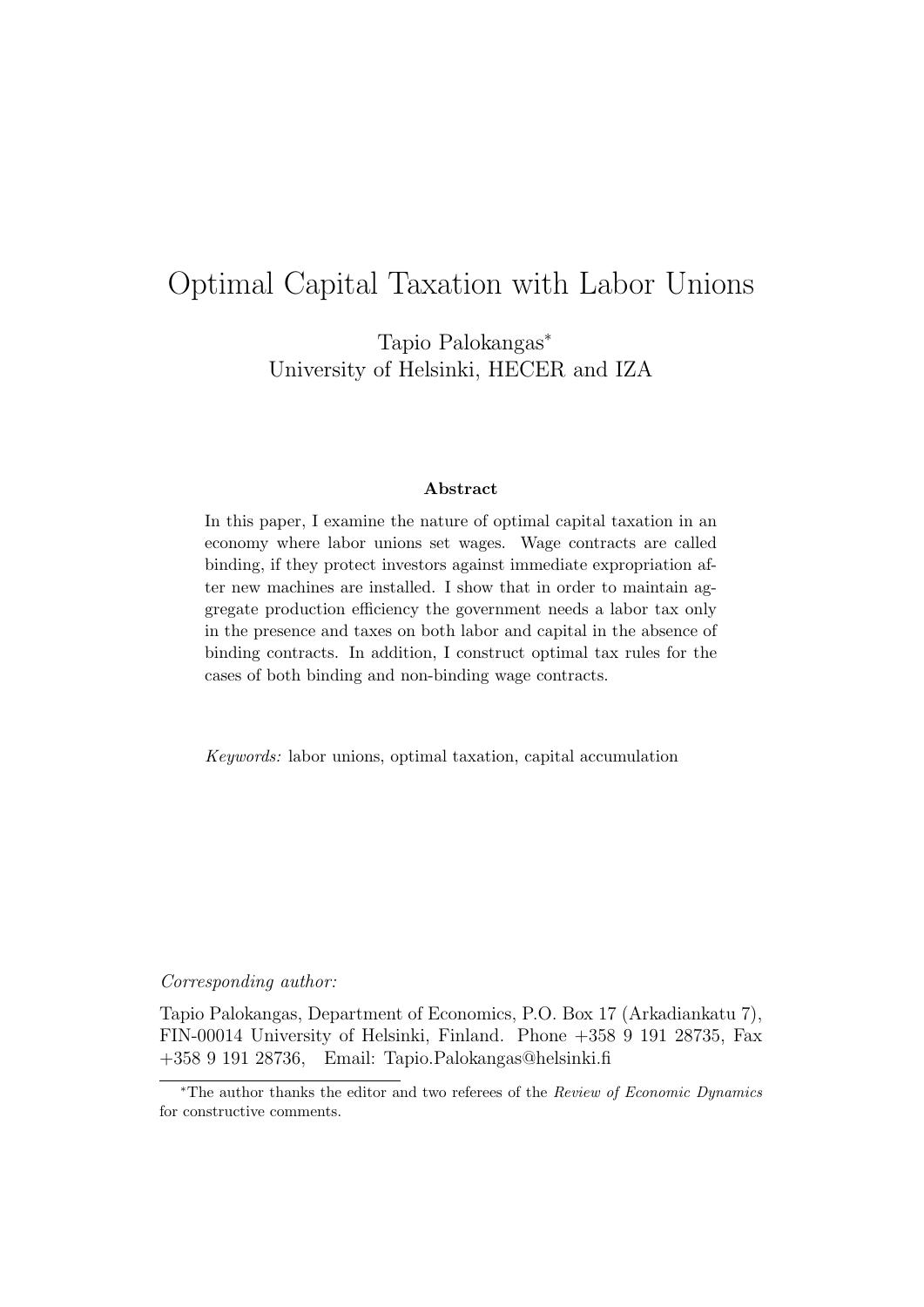# Optimal Capital Taxation with Labor Unions

Tapio Palokangas*
University of Helsinki, HECER and IZA

**Abstract**

In this paper, I examine the nature of optimal capital taxation in an economy where labor unions set wages. Wage contracts are called binding, if they protect investors against immediate expropriation after new machines are installed. I show that in order to maintain aggregate production efficiency the government needs a labor tax only in the presence and taxes on both labor and capital in the absence of binding contracts. In addition, I construct optimal tax rules for the cases of both binding and non-binding wage contracts.

*Keywords:* labor unions, optimal taxation, capital accumulation

*Corresponding author:*

Tapio Palokangas, Department of Economics, P.O. Box 17 (Arkadiankatu 7), FIN-00014 University of Helsinki, Finland. Phone +358 9 191 28735, Fax +358 9 191 28736, Email: Tapio.Palokangas@helsinki.fi

*The author thanks the editor and two referees of the *Review of Economic Dynamics* for constructive comments.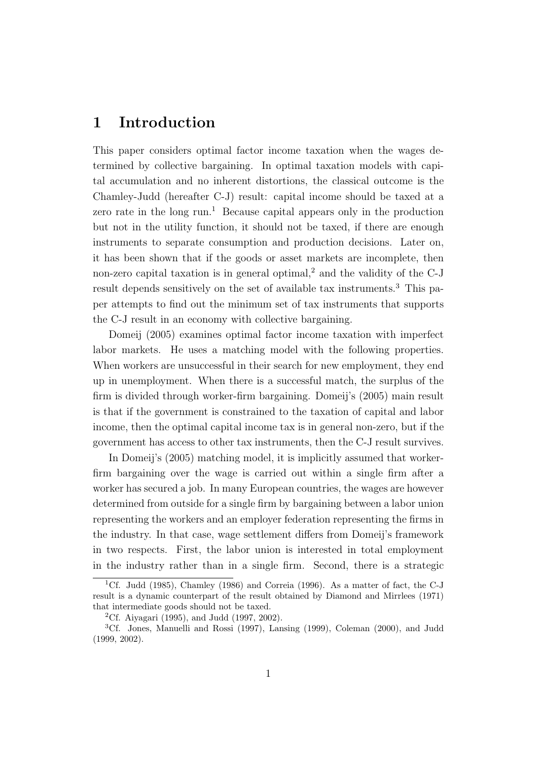# 1 Introduction

This paper considers optimal factor income taxation when the wages determined by collective bargaining. In optimal taxation models with capital accumulation and no inherent distortions, the classical outcome is the Chamley-Judd (hereafter C-J) result: capital income should be taxed at a zero rate in the long run.[1] Because capital appears only in the production but not in the utility function, it should not be taxed, if there are enough instruments to separate consumption and production decisions. Later on, it has been shown that if the goods or asset markets are incomplete, then non-zero capital taxation is in general optimal,[2] and the validity of the C-J result depends sensitively on the set of available tax instruments.[3] This paper attempts to find out the minimum set of tax instruments that supports the C-J result in an economy with collective bargaining.

Domeij (2005) examines optimal factor income taxation with imperfect labor markets. He uses a matching model with the following properties. When workers are unsuccessful in their search for new employment, they end up in unemployment. When there is a successful match, the surplus of the firm is divided through worker-firm bargaining. Domeij's (2005) main result is that if the government is constrained to the taxation of capital and labor income, then the optimal capital income tax is in general non-zero, but if the government has access to other tax instruments, then the C-J result survives.

In Domeij's (2005) matching model, it is implicitly assumed that worker-firm bargaining over the wage is carried out within a single firm after a worker has secured a job. In many European countries, the wages are however determined from outside for a single firm by bargaining between a labor union representing the workers and an employer federation representing the firms in the industry. In that case, wage settlement differs from Domeij's framework in two respects. First, the labor union is interested in total employment in the industry rather than in a single firm. Second, there is a strategic

[1] Cf. Judd (1985), Chamley (1986) and Correia (1996). As a matter of fact, the C-J result is a dynamic counterpart of the result obtained by Diamond and Mirrlees (1971) that intermediate goods should not be taxed.

[2] Cf. Aiyagari (1995), and Judd (1997, 2002).

[3] Cf. Jones, Manuelli and Rossi (1997), Lansing (1999), Coleman (2000), and Judd (1999, 2002).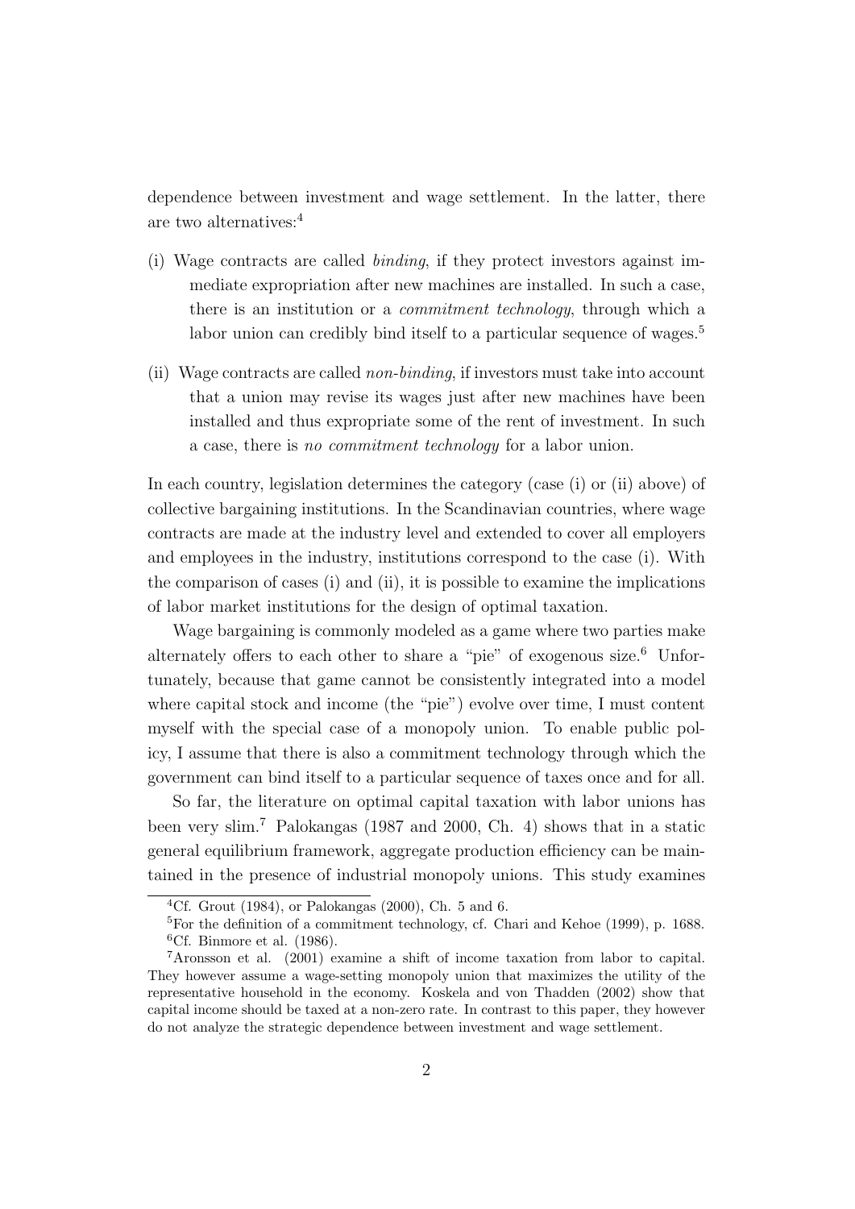dependence between investment and wage settlement. In the latter, there are two alternatives:[4]

(i) Wage contracts are called *binding*, if they protect investors against immediate expropriation after new machines are installed. In such a case, there is an institution or a *commitment technology*, through which a labor union can credibly bind itself to a particular sequence of wages.[5]

(ii) Wage contracts are called *non-binding*, if investors must take into account that a union may revise its wages just after new machines have been installed and thus expropriate some of the rent of investment. In such a case, there is *no commitment technology* for a labor union.

In each country, legislation determines the category (case (i) or (ii) above) of collective bargaining institutions. In the Scandinavian countries, where wage contracts are made at the industry level and extended to cover all employers and employees in the industry, institutions correspond to the case (i). With the comparison of cases (i) and (ii), it is possible to examine the implications of labor market institutions for the design of optimal taxation.

Wage bargaining is commonly modeled as a game where two parties make alternately offers to each other to share a "pie" of exogenous size.[6] Unfortunately, because that game cannot be consistently integrated into a model where capital stock and income (the "pie") evolve over time, I must content myself with the special case of a monopoly union. To enable public policy, I assume that there is also a commitment technology through which the government can bind itself to a particular sequence of taxes once and for all.

So far, the literature on optimal capital taxation with labor unions has been very slim.[7] Palokangas (1987 and 2000, Ch. 4) shows that in a static general equilibrium framework, aggregate production efficiency can be maintained in the presence of industrial monopoly unions. This study examines

---

[4] Cf. Grout (1984), or Palokangas (2000), Ch. 5 and 6.

[5] For the definition of a commitment technology, cf. Chari and Kehoe (1999), p. 1688.

[6] Cf. Binmore et al. (1986).

[7] Aronsson et al. (2001) examine a shift of income taxation from labor to capital. They however assume a wage-setting monopoly union that maximizes the utility of the representative household in the economy. Koskela and von Thadden (2002) show that capital income should be taxed at a non-zero rate. In contrast to this paper, they however do not analyze the strategic dependence between investment and wage settlement.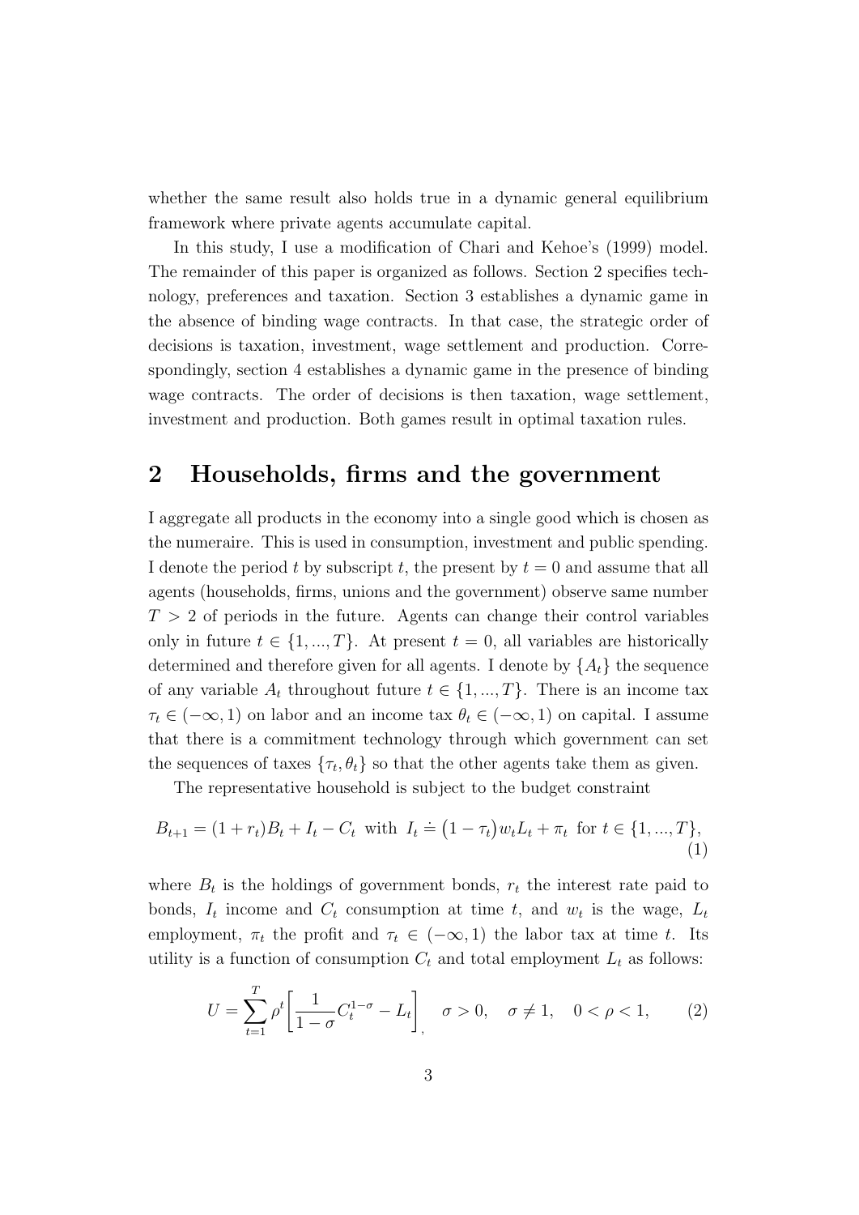whether the same result also holds true in a dynamic general equilibrium framework where private agents accumulate capital.

In this study, I use a modification of Chari and Kehoe's (1999) model. The remainder of this paper is organized as follows. Section 2 specifies technology, preferences and taxation. Section 3 establishes a dynamic game in the absence of binding wage contracts. In that case, the strategic order of decisions is taxation, investment, wage settlement and production. Correspondingly, section 4 establishes a dynamic game in the presence of binding wage contracts. The order of decisions is then taxation, wage settlement, investment and production. Both games result in optimal taxation rules.

## 2 Households, firms and the government

I aggregate all products in the economy into a single good which is chosen as the numeraire. This is used in consumption, investment and public spending. I denote the period $t$ by subscript $t$, the present by $t = 0$ and assume that all agents (households, firms, unions and the government) observe same number $T > 2$ of periods in the future. Agents can change their control variables only in future $t \in \{1, ..., T\}$. At present $t = 0$, all variables are historically determined and therefore given for all agents. I denote by $\{A_t\}$ the sequence of any variable $A_t$ throughout future $t \in \{1, ..., T\}$. There is an income tax $\tau_t \in (-\infty, 1)$ on labor and an income tax $\theta_t \in (-\infty, 1)$ on capital. I assume that there is a commitment technology through which government can set the sequences of taxes $\{\tau_t, \theta_t\}$ so that the other agents take them as given.

The representative household is subject to the budget constraint

$$B_{t+1} = (1 + r_t)B_t + I_t - C_t \text{ with } I_t \doteq \big(1 - \tau_t\big)w_t L_t + \pi_t \text{ for } t \in \{1, ..., T\}, \tag{1}$$

where $B_t$ is the holdings of government bonds, $r_t$ the interest rate paid to bonds, $I_t$ income and $C_t$ consumption at time $t$, and $w_t$ is the wage, $L_t$ employment, $\pi_t$ the profit and $\tau_t \in (-\infty, 1)$ the labor tax at time $t$. Its utility is a function of consumption $C_t$ and total employment $L_t$ as follows:

$$U = \sum_{t=1}^{T} \rho^t \bigg[\frac{1}{1-\sigma} C_t^{1-\sigma} - L_t\bigg], \quad \sigma > 0, \quad \sigma \neq 1, \quad 0 < \rho < 1, \tag{2}$$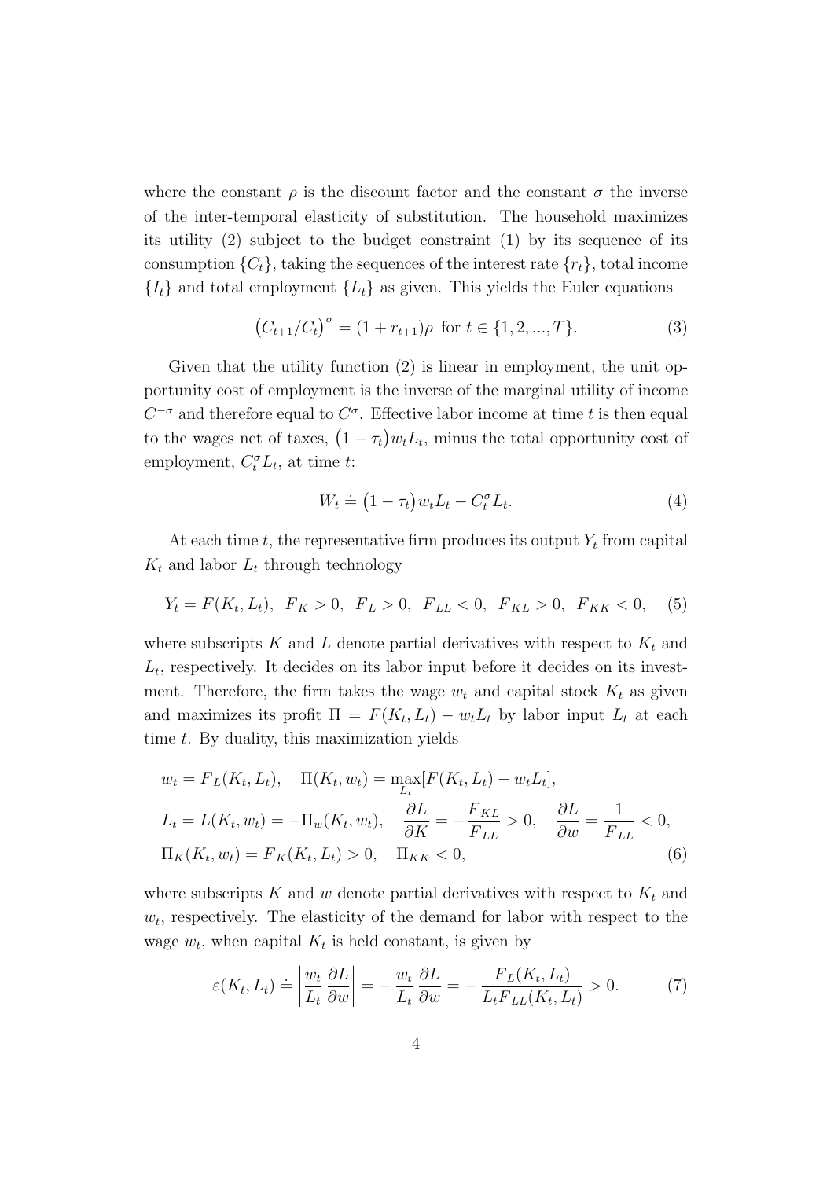where the constant $\rho$ is the discount factor and the constant $\sigma$ the inverse of the inter-temporal elasticity of substitution. The household maximizes its utility (2) subject to the budget constraint (1) by its sequence of its consumption $\{C_t\}$, taking the sequences of the interest rate $\{r_t\}$, total income $\{I_t\}$ and total employment $\{L_t\}$ as given. This yields the Euler equations

$$\left(C_{t+1}/C_t\right)^{\sigma} = (1 + r_{t+1})\rho \ \text{ for } t \in \{1, 2, ..., T\}. \tag{3}$$

Given that the utility function (2) is linear in employment, the unit opportunity cost of employment is the inverse of the marginal utility of income $C^{-\sigma}$ and therefore equal to $C^{\sigma}$. Effective labor income at time $t$ is then equal to the wages net of taxes, $\left(1 - \tau_t\right) w_t L_t$, minus the total opportunity cost of employment, $C_t^{\sigma} L_t$, at time $t$:

$$W_t \doteq \left(1 - \tau_t\right) w_t L_t - C_t^{\sigma} L_t. \tag{4}$$

At each time $t$, the representative firm produces its output $Y_t$ from capital $K_t$ and labor $L_t$ through technology

$$Y_t = F(K_t, L_t), \ \ F_K > 0, \ \ F_L > 0, \ \ F_{LL} < 0, \ \ F_{KL} > 0, \ \ F_{KK} < 0, \tag{5}$$

where subscripts $K$ and $L$ denote partial derivatives with respect to $K_t$ and $L_t$, respectively. It decides on its labor input before it decides on its investment. Therefore, the firm takes the wage $w_t$ and capital stock $K_t$ as given and maximizes its profit $\Pi = F(K_t, L_t) - w_t L_t$ by labor input $L_t$ at each time $t$. By duality, this maximization yields

$$\begin{aligned}
&w_t = F_L(K_t, L_t), \quad \Pi(K_t, w_t) = \max_{L_t}[F(K_t, L_t) - w_t L_t], \\
&L_t = L(K_t, w_t) = -\Pi_w(K_t, w_t), \quad \frac{\partial L}{\partial K} = -\frac{F_{KL}}{F_{LL}} > 0, \quad \frac{\partial L}{\partial w} = \frac{1}{F_{LL}} < 0, \\
&\Pi_K(K_t, w_t) = F_K(K_t, L_t) > 0, \quad \Pi_{KK} < 0,
\end{aligned} \tag{6}$$

where subscripts $K$ and $w$ denote partial derivatives with respect to $K_t$ and $w_t$, respectively. The elasticity of the demand for labor with respect to the wage $w_t$, when capital $K_t$ is held constant, is given by

$$\varepsilon(K_t, L_t) \doteq \left| \frac{w_t}{L_t} \frac{\partial L}{\partial w} \right| = -\frac{w_t}{L_t} \frac{\partial L}{\partial w} = -\frac{F_L(K_t, L_t)}{L_t F_{LL}(K_t, L_t)} > 0. \tag{7}$$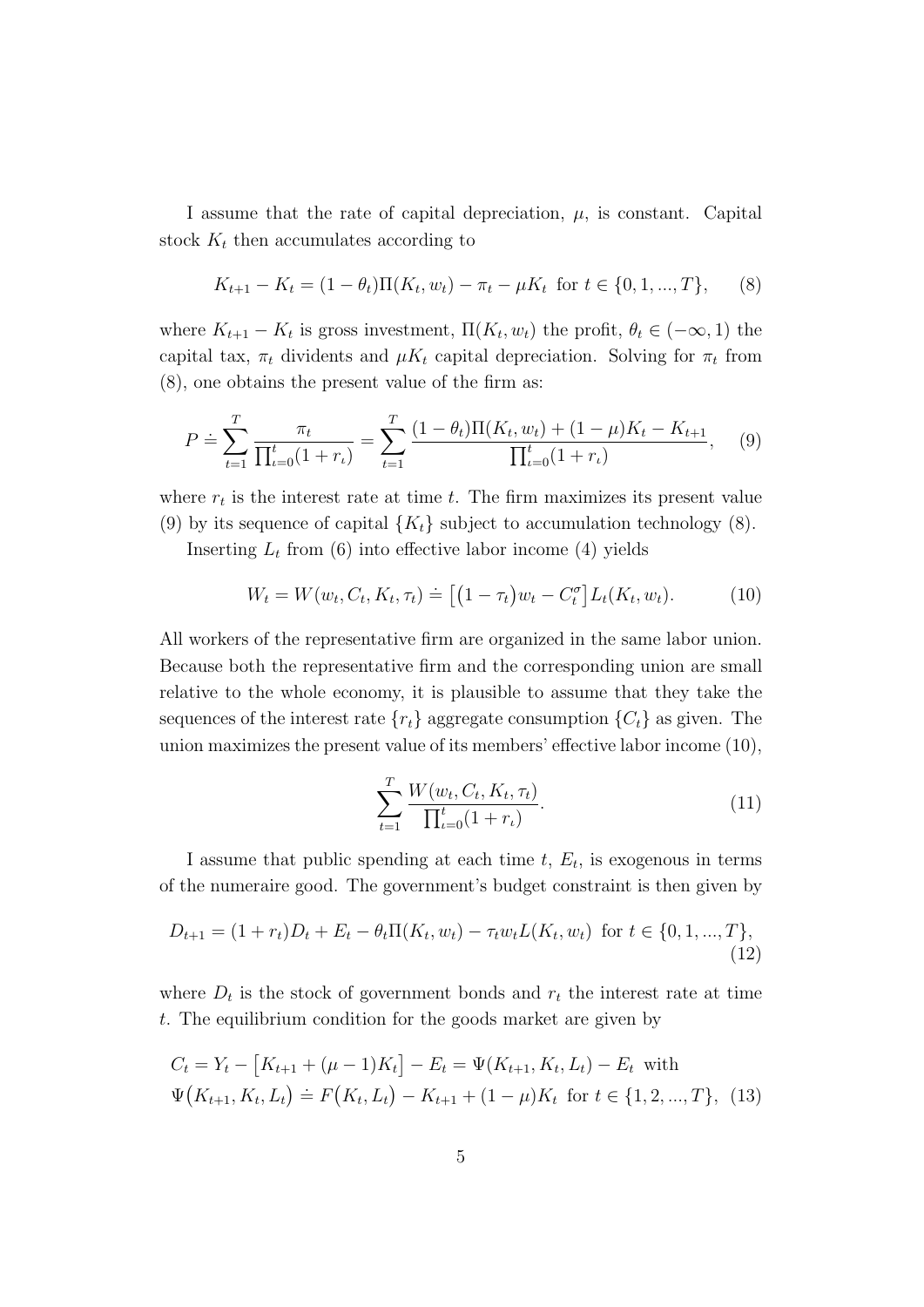I assume that the rate of capital depreciation, $\mu$, is constant. Capital stock $K_t$ then accumulates according to

$$K_{t+1} - K_t = (1 - \theta_t)\Pi(K_t, w_t) - \pi_t - \mu K_t \text{ for } t \in \{0, 1, ..., T\}, \tag{8}$$

where $K_{t+1} - K_t$ is gross investment, $\Pi(K_t, w_t)$ the profit, $\theta_t \in (-\infty, 1)$ the capital tax, $\pi_t$ dividents and $\mu K_t$ capital depreciation. Solving for $\pi_t$ from (8), one obtains the present value of the firm as:

$$P \doteq \sum_{t=1}^{T} \frac{\pi_t}{\prod_{\iota=0}^{t}(1 + r_\iota)} = \sum_{t=1}^{T} \frac{(1 - \theta_t)\Pi(K_t, w_t) + (1 - \mu)K_t - K_{t+1}}{\prod_{\iota=0}^{t}(1 + r_\iota)}, \tag{9}$$

where $r_t$ is the interest rate at time $t$. The firm maximizes its present value (9) by its sequence of capital $\{K_t\}$ subject to accumulation technology (8).

Inserting $L_t$ from (6) into effective labor income (4) yields

$$W_t = W(w_t, C_t, K_t, \tau_t) \doteq \big[\big(1 - \tau_t\big)w_t - C_t^\sigma\big] L_t(K_t, w_t). \tag{10}$$

All workers of the representative firm are organized in the same labor union. Because both the representative firm and the corresponding union are small relative to the whole economy, it is plausible to assume that they take the sequences of the interest rate $\{r_t\}$ aggregate consumption $\{C_t\}$ as given. The union maximizes the present value of its members' effective labor income (10),

$$\sum_{t=1}^{T} \frac{W(w_t, C_t, K_t, \tau_t)}{\prod_{\iota=0}^{t}(1 + r_\iota)}. \tag{11}$$

I assume that public spending at each time $t$, $E_t$, is exogenous in terms of the numeraire good. The government's budget constraint is then given by

$$D_{t+1} = (1 + r_t)D_t + E_t - \theta_t\Pi(K_t, w_t) - \tau_t w_t L(K_t, w_t) \text{ for } t \in \{0, 1, ..., T\}, \tag{12}$$

where $D_t$ is the stock of government bonds and $r_t$ the interest rate at time $t$. The equilibrium condition for the goods market are given by

$$\begin{aligned} &C_t = Y_t - \big[K_{t+1} + (\mu - 1)K_t\big] - E_t = \Psi(K_{t+1}, K_t, L_t) - E_t \text{ with} \\ &\Psi\big(K_{t+1}, K_t, L_t\big) \doteq F\big(K_t, L_t\big) - K_{t+1} + (1 - \mu)K_t \text{ for } t \in \{1, 2, ..., T\}, \end{aligned} \tag{13}$$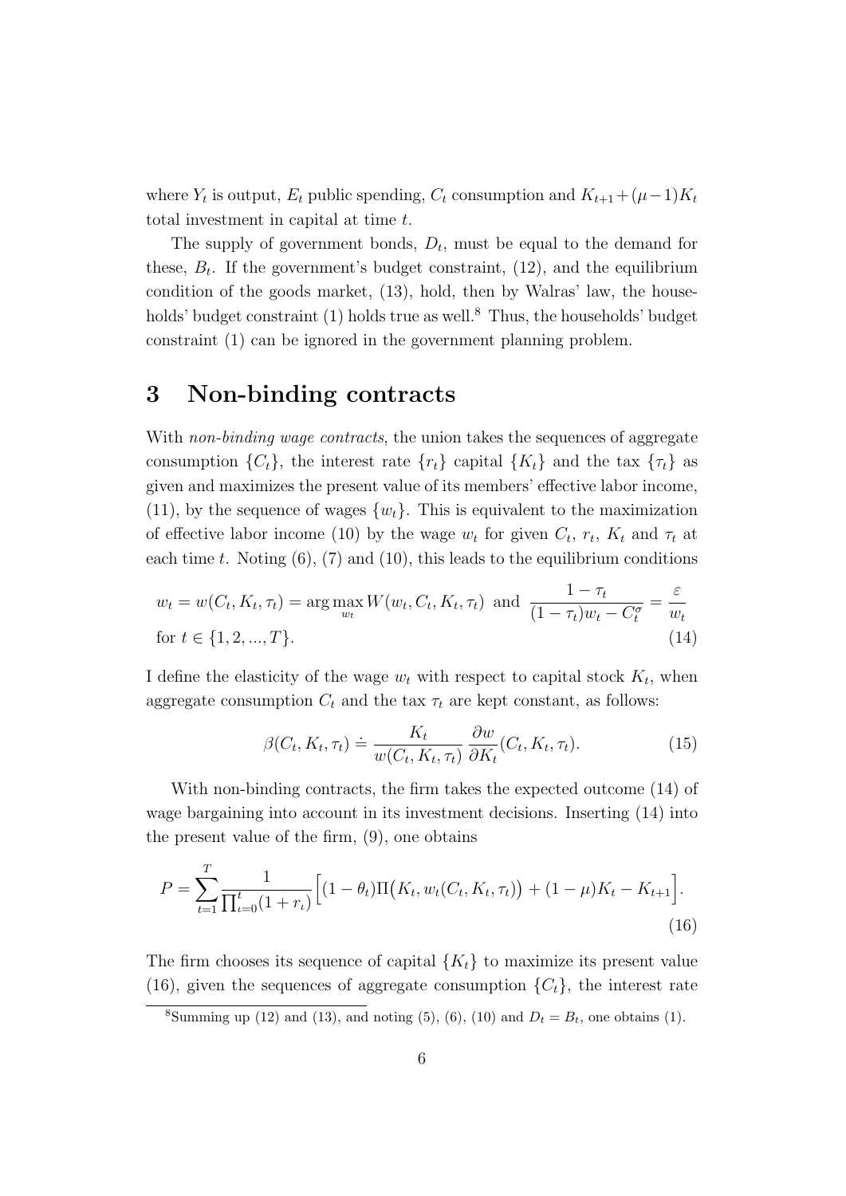where $Y_t$ is output, $E_t$ public spending, $C_t$ consumption and $K_{t+1}+(\mu-1)K_t$ total investment in capital at time $t$.

The supply of government bonds, $D_t$, must be equal to the demand for these, $B_t$. If the government's budget constraint, (12), and the equilibrium condition of the goods market, (13), hold, then by Walras' law, the households' budget constraint (1) holds true as well.[8] Thus, the households' budget constraint (1) can be ignored in the government planning problem.

# 3 Non-binding contracts

With *non-binding wage contracts*, the union takes the sequences of aggregate consumption $\{C_t\}$, the interest rate $\{r_t\}$ capital $\{K_t\}$ and the tax $\{\tau_t\}$ as given and maximizes the present value of its members' effective labor income, (11), by the sequence of wages $\{w_t\}$. This is equivalent to the maximization of effective labor income (10) by the wage $w_t$ for given $C_t$, $r_t$, $K_t$ and $\tau_t$ at each time $t$. Noting (6), (7) and (10), this leads to the equilibrium conditions

$$w_t = w(C_t, K_t, \tau_t) = \arg\max_{w_t} W(w_t, C_t, K_t, \tau_t) \text{ and } \frac{1-\tau_t}{(1-\tau_t)w_t - C_t^{\sigma}} = \frac{\varepsilon}{w_t}$$
$$\text{for } t \in \{1, 2, ..., T\}. \tag{14}$$

I define the elasticity of the wage $w_t$ with respect to capital stock $K_t$, when aggregate consumption $C_t$ and the tax $\tau_t$ are kept constant, as follows:

$$\beta(C_t, K_t, \tau_t) \doteq \frac{K_t}{w(C_t, K_t, \tau_t)} \frac{\partial w}{\partial K_t}(C_t, K_t, \tau_t). \tag{15}$$

With non-binding contracts, the firm takes the expected outcome (14) of wage bargaining into account in its investment decisions. Inserting (14) into the present value of the firm, (9), one obtains

$$P = \sum_{t=1}^{T} \frac{1}{\prod_{\iota=0}^{t}(1+r_\iota)} \Big[(1-\theta_t)\Pi\big(K_t, w_t(C_t, K_t, \tau_t)\big) + (1-\mu)K_t - K_{t+1}\Big]. \tag{16}$$

The firm chooses its sequence of capital $\{K_t\}$ to maximize its present value (16), given the sequences of aggregate consumption $\{C_t\}$, the interest rate

[8] Summing up (12) and (13), and noting (5), (6), (10) and $D_t = B_t$, one obtains (1).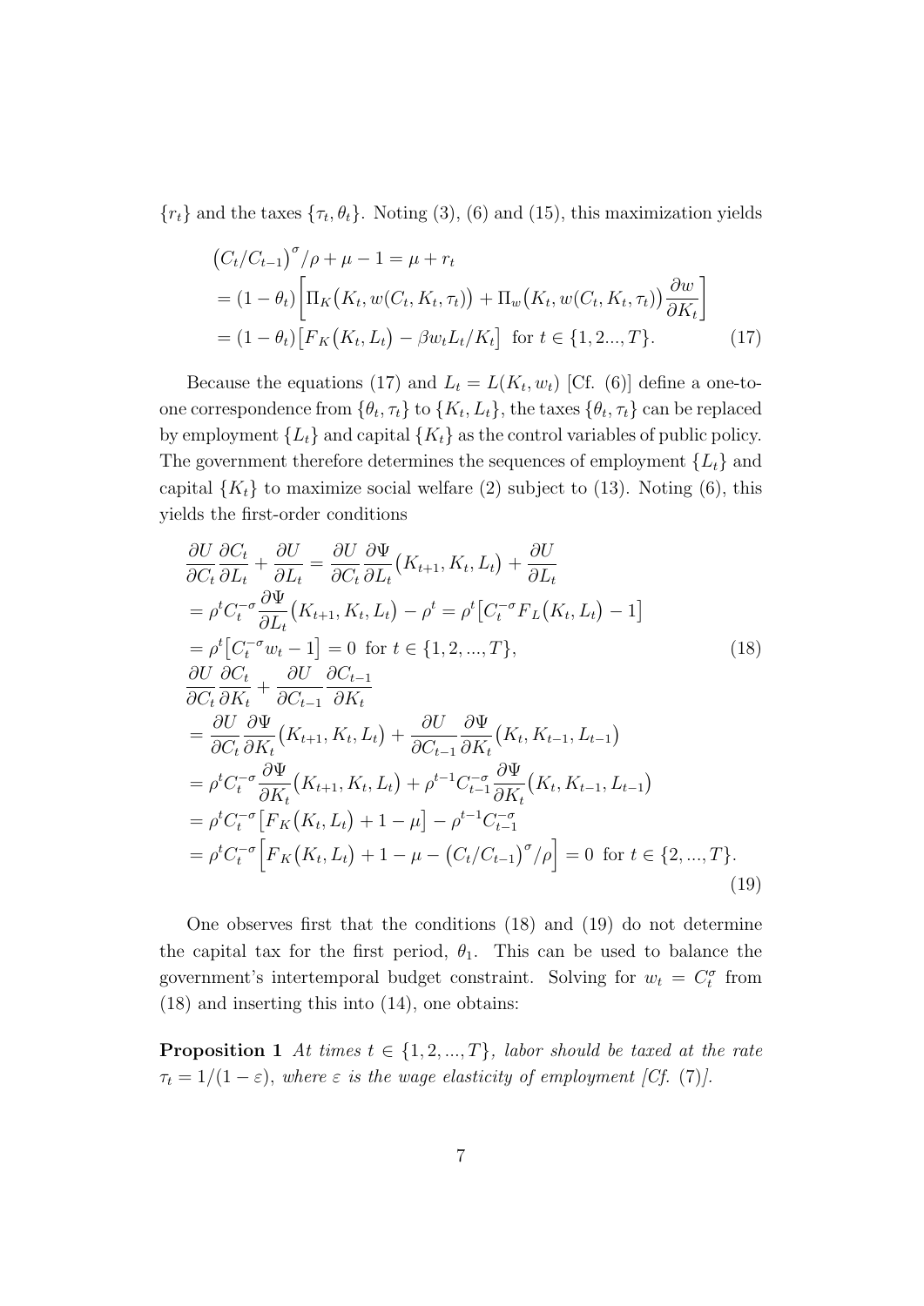$\{r_t\}$ and the taxes $\{\tau_t, \theta_t\}$. Noting (3), (6) and (15), this maximization yields

$$
\begin{aligned}
&\big(C_t/C_{t-1}\big)^{\sigma}/\rho + \mu - 1 = \mu + r_t \\
&= (1-\theta_t)\left[\Pi_K\big(K_t, w(C_t, K_t, \tau_t)\big) + \Pi_w\big(K_t, w(C_t, K_t, \tau_t)\big)\frac{\partial w}{\partial K_t}\right] \\
&= (1-\theta_t)\big[F_K\big(K_t, L_t\big) - \beta w_t L_t/K_t\big] \ \text{ for } t \in \{1, 2..., T\}. \qquad (17)
\end{aligned}
$$

Because the equations (17) and $L_t = L(K_t, w_t)$ [Cf. (6)] define a one-to-one correspondence from $\{\theta_t, \tau_t\}$ to $\{K_t, L_t\}$, the taxes $\{\theta_t, \tau_t\}$ can be replaced by employment $\{L_t\}$ and capital $\{K_t\}$ as the control variables of public policy. The government therefore determines the sequences of employment $\{L_t\}$ and capital $\{K_t\}$ to maximize social welfare (2) subject to (13). Noting (6), this yields the first-order conditions

$$
\begin{aligned}
&\frac{\partial U}{\partial C_t}\frac{\partial C_t}{\partial L_t} + \frac{\partial U}{\partial L_t} = \frac{\partial U}{\partial C_t}\frac{\partial \Psi}{\partial L_t}\big(K_{t+1}, K_t, L_t\big) + \frac{\partial U}{\partial L_t} \\
&= \rho^t C_t^{-\sigma}\frac{\partial \Psi}{\partial L_t}\big(K_{t+1}, K_t, L_t\big) - \rho^t = \rho^t\big[C_t^{-\sigma}F_L\big(K_t, L_t\big) - 1\big] \\
&= \rho^t\big[C_t^{-\sigma}w_t - 1\big] = 0 \ \text{ for } t \in \{1, 2, ..., T\}, \qquad (18) \\
&\frac{\partial U}{\partial C_t}\frac{\partial C_t}{\partial K_t} + \frac{\partial U}{\partial C_{t-1}}\frac{\partial C_{t-1}}{\partial K_t} \\
&= \frac{\partial U}{\partial C_t}\frac{\partial \Psi}{\partial K_t}\big(K_{t+1}, K_t, L_t\big) + \frac{\partial U}{\partial C_{t-1}}\frac{\partial \Psi}{\partial K_t}\big(K_t, K_{t-1}, L_{t-1}\big) \\
&= \rho^t C_t^{-\sigma}\frac{\partial \Psi}{\partial K_t}\big(K_{t+1}, K_t, L_t\big) + \rho^{t-1}C_{t-1}^{-\sigma}\frac{\partial \Psi}{\partial K_t}\big(K_t, K_{t-1}, L_{t-1}\big) \\
&= \rho^t C_t^{-\sigma}\big[F_K\big(K_t, L_t\big) + 1 - \mu\big] - \rho^{t-1}C_{t-1}^{-\sigma} \\
&= \rho^t C_t^{-\sigma}\Big[F_K\big(K_t, L_t\big) + 1 - \mu - \big(C_t/C_{t-1}\big)^{\sigma}/\rho\Big] = 0 \ \text{ for } t \in \{2, ..., T\}. \qquad (19)
\end{aligned}
$$

One observes first that the conditions (18) and (19) do not determine the capital tax for the first period, $\theta_1$. This can be used to balance the government's intertemporal budget constraint. Solving for $w_t = C_t^{\sigma}$ from (18) and inserting this into (14), one obtains:

**Proposition 1** *At times $t \in \{1, 2, ..., T\}$, labor should be taxed at the rate $\tau_t = 1/(1-\varepsilon)$, where $\varepsilon$ is the wage elasticity of employment [Cf. (7)].*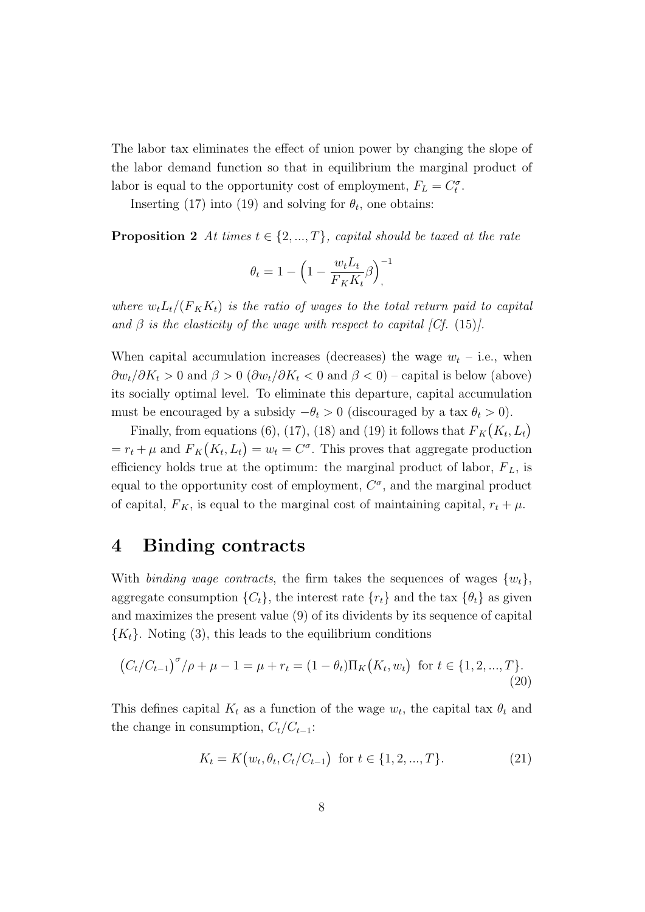The labor tax eliminates the effect of union power by changing the slope of the labor demand function so that in equilibrium the marginal product of labor is equal to the opportunity cost of employment, $F_L = C_t^\sigma$.

Inserting (17) into (19) and solving for $\theta_t$, one obtains:

**Proposition 2** *At times $t \in \{2, ..., T\}$, capital should be taxed at the rate*

$$\theta_t = 1 - \Big(1 - \frac{w_t L_t}{F_K K_t}\beta\Big)^{-1},$$

*where $w_t L_t/(F_K K_t)$ is the ratio of wages to the total return paid to capital and $\beta$ is the elasticity of the wage with respect to capital [Cf. (15)].*

When capital accumulation increases (decreases) the wage $w_t$ – i.e., when $\partial w_t/\partial K_t > 0$ and $\beta > 0$ ($\partial w_t/\partial K_t < 0$ and $\beta < 0$) – capital is below (above) its socially optimal level. To eliminate this departure, capital accumulation must be encouraged by a subsidy $-\theta_t > 0$ (discouraged by a tax $\theta_t > 0$).

Finally, from equations (6), (17), (18) and (19) it follows that $F_K\big(K_t, L_t\big) = r_t + \mu$ and $F_K\big(K_t, L_t\big) = w_t = C^\sigma$. This proves that aggregate production efficiency holds true at the optimum: the marginal product of labor, $F_L$, is equal to the opportunity cost of employment, $C^\sigma$, and the marginal product of capital, $F_K$, is equal to the marginal cost of maintaining capital, $r_t + \mu$.

# 4 Binding contracts

With *binding wage contracts*, the firm takes the sequences of wages $\{w_t\}$, aggregate consumption $\{C_t\}$, the interest rate $\{r_t\}$ and the tax $\{\theta_t\}$ as given and maximizes the present value (9) of its dividends by its sequence of capital $\{K_t\}$. Noting (3), this leads to the equilibrium conditions

$$\big(C_t/C_{t-1}\big)^\sigma/\rho + \mu - 1 = \mu + r_t = (1-\theta_t)\Pi_K\big(K_t, w_t\big) \text{ for } t \in \{1, 2, ..., T\}. \tag{20}$$

This defines capital $K_t$ as a function of the wage $w_t$, the capital tax $\theta_t$ and the change in consumption, $C_t/C_{t-1}$:

$$K_t = K\big(w_t, \theta_t, C_t/C_{t-1}\big) \text{ for } t \in \{1, 2, ..., T\}. \tag{21}$$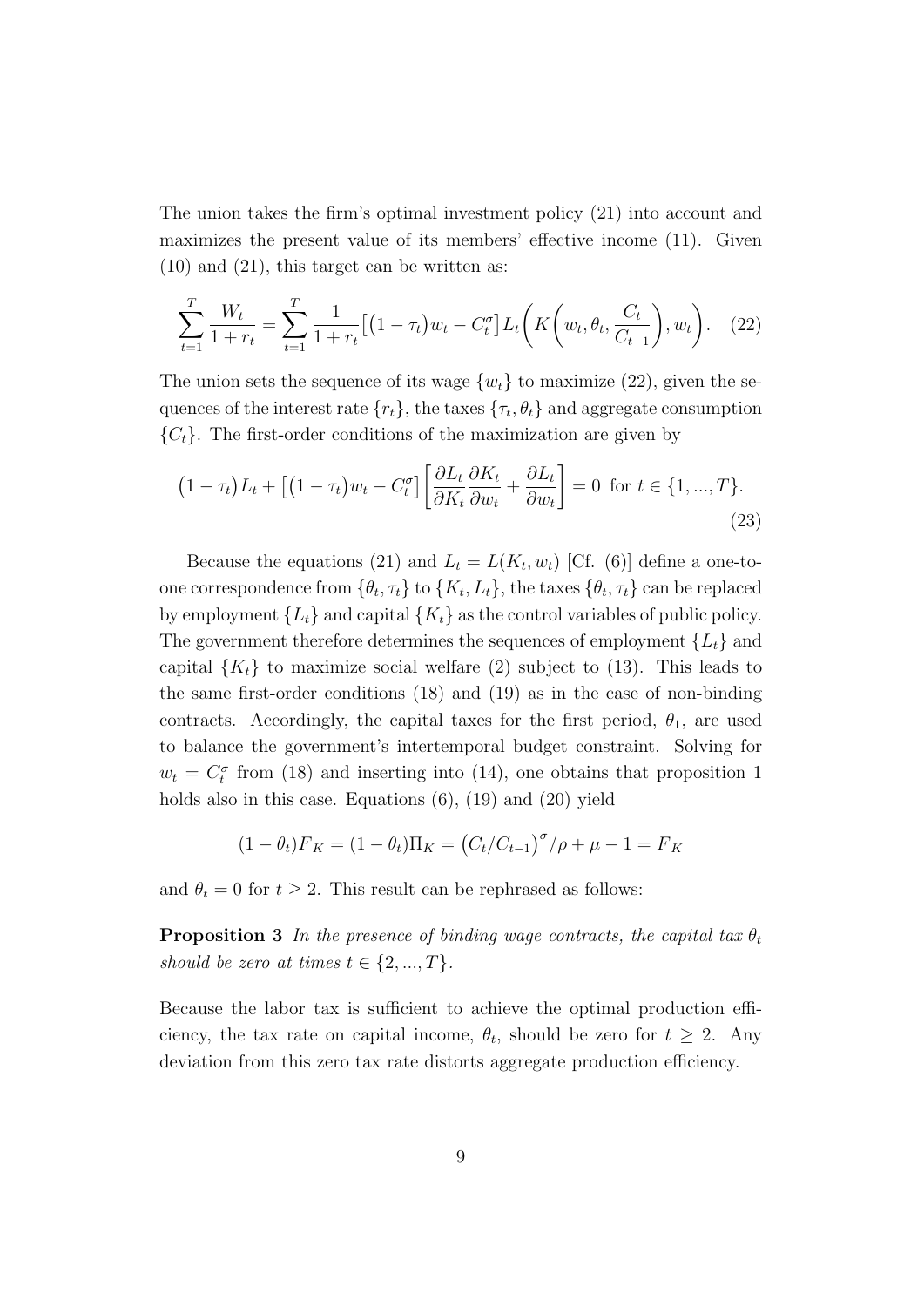The union takes the firm's optimal investment policy (21) into account and maximizes the present value of its members' effective income (11). Given (10) and (21), this target can be written as:

$$\sum_{t=1}^{T} \frac{W_t}{1+r_t} = \sum_{t=1}^{T} \frac{1}{1+r_t}\big[(1-\tau_t)w_t - C_t^\sigma\big] L_t\bigg(K\bigg(w_t, \theta_t, \frac{C_t}{C_{t-1}}\bigg), w_t\bigg). \quad (22)$$

The union sets the sequence of its wage $\{w_t\}$ to maximize (22), given the sequences of the interest rate $\{r_t\}$, the taxes $\{\tau_t, \theta_t\}$ and aggregate consumption $\{C_t\}$. The first-order conditions of the maximization are given by

$$(1-\tau_t)L_t + \big[(1-\tau_t)w_t - C_t^\sigma\big]\left[\frac{\partial L_t}{\partial K_t}\frac{\partial K_t}{\partial w_t} + \frac{\partial L_t}{\partial w_t}\right] = 0 \text{ for } t \in \{1, ..., T\}. \quad (23)$$

Because the equations (21) and $L_t = L(K_t, w_t)$ [Cf. (6)] define a one-to-one correspondence from $\{\theta_t, \tau_t\}$ to $\{K_t, L_t\}$, the taxes $\{\theta_t, \tau_t\}$ can be replaced by employment $\{L_t\}$ and capital $\{K_t\}$ as the control variables of public policy. The government therefore determines the sequences of employment $\{L_t\}$ and capital $\{K_t\}$ to maximize social welfare (2) subject to (13). This leads to the same first-order conditions (18) and (19) as in the case of non-binding contracts. Accordingly, the capital taxes for the first period, $\theta_1$, are used to balance the government's intertemporal budget constraint. Solving for $w_t = C_t^\sigma$ from (18) and inserting into (14), one obtains that proposition 1 holds also in this case. Equations (6), (19) and (20) yield

$$(1-\theta_t)F_K = (1-\theta_t)\Pi_K = \big(C_t/C_{t-1}\big)^\sigma/\rho + \mu - 1 = F_K$$

and $\theta_t = 0$ for $t \geq 2$. This result can be rephrased as follows:

**Proposition 3** *In the presence of binding wage contracts, the capital tax $\theta_t$ should be zero at times $t \in \{2, ..., T\}$.*

Because the labor tax is sufficient to achieve the optimal production efficiency, the tax rate on capital income, $\theta_t$, should be zero for $t \geq 2$. Any deviation from this zero tax rate distorts aggregate production efficiency.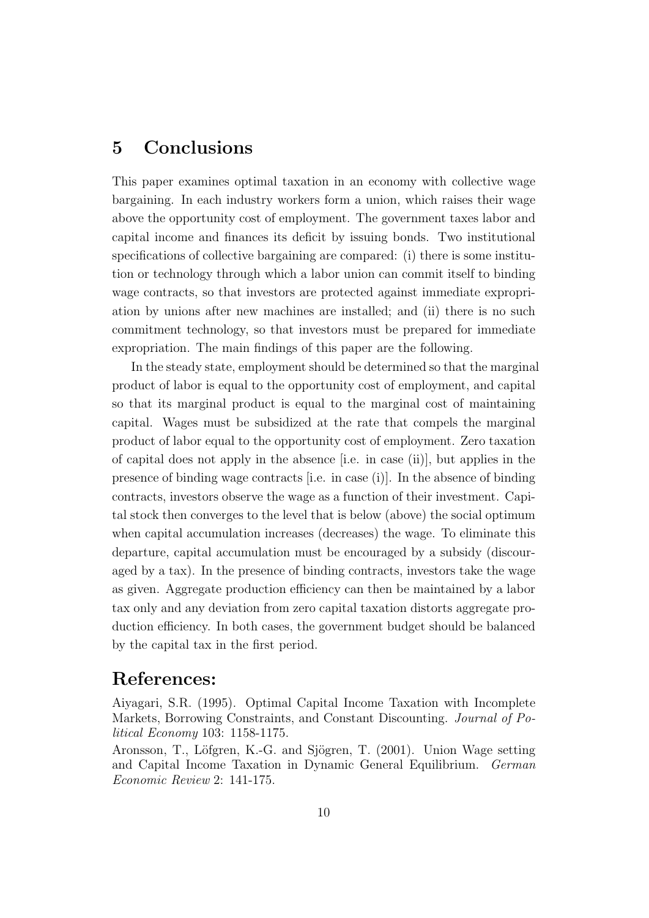## 5 Conclusions

This paper examines optimal taxation in an economy with collective wage bargaining. In each industry workers form a union, which raises their wage above the opportunity cost of employment. The government taxes labor and capital income and finances its deficit by issuing bonds. Two institutional specifications of collective bargaining are compared: (i) there is some institution or technology through which a labor union can commit itself to binding wage contracts, so that investors are protected against immediate expropriation by unions after new machines are installed; and (ii) there is no such commitment technology, so that investors must be prepared for immediate expropriation. The main findings of this paper are the following.

In the steady state, employment should be determined so that the marginal product of labor is equal to the opportunity cost of employment, and capital so that its marginal product is equal to the marginal cost of maintaining capital. Wages must be subsidized at the rate that compels the marginal product of labor equal to the opportunity cost of employment. Zero taxation of capital does not apply in the absence [i.e. in case (ii)], but applies in the presence of binding wage contracts [i.e. in case (i)]. In the absence of binding contracts, investors observe the wage as a function of their investment. Capital stock then converges to the level that is below (above) the social optimum when capital accumulation increases (decreases) the wage. To eliminate this departure, capital accumulation must be encouraged by a subsidy (discouraged by a tax). In the presence of binding contracts, investors take the wage as given. Aggregate production efficiency can then be maintained by a labor tax only and any deviation from zero capital taxation distorts aggregate production efficiency. In both cases, the government budget should be balanced by the capital tax in the first period.

## References:

Aiyagari, S.R. (1995). Optimal Capital Income Taxation with Incomplete Markets, Borrowing Constraints, and Constant Discounting. *Journal of Political Economy* 103: 1158-1175.

Aronsson, T., Löfgren, K.-G. and Sjögren, T. (2001). Union Wage setting and Capital Income Taxation in Dynamic General Equilibrium. *German Economic Review* 2: 141-175.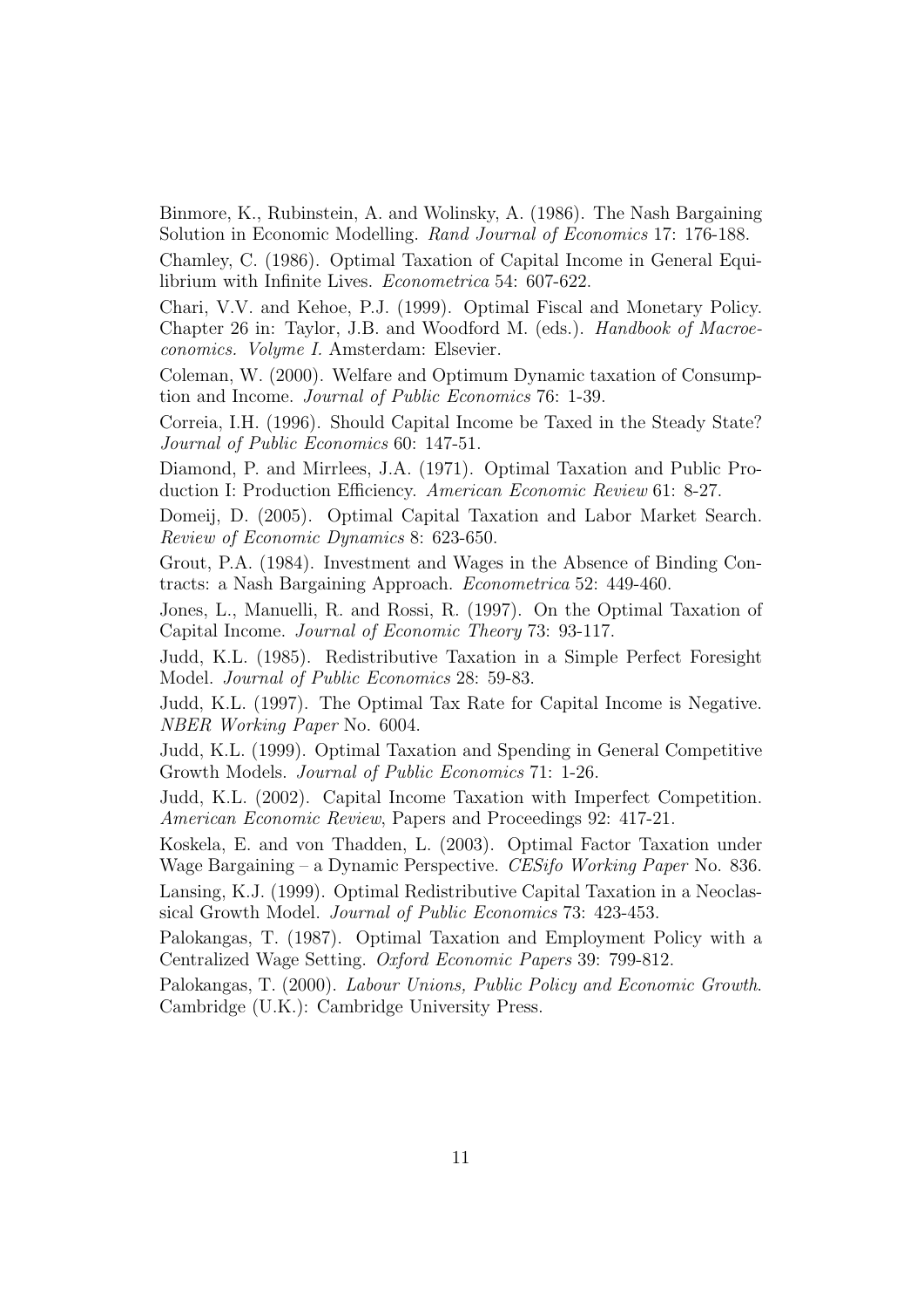Binmore, K., Rubinstein, A. and Wolinsky, A. (1986). The Nash Bargaining Solution in Economic Modelling. *Rand Journal of Economics* 17: 176-188.

Chamley, C. (1986). Optimal Taxation of Capital Income in General Equilibrium with Infinite Lives. *Econometrica* 54: 607-622.

Chari, V.V. and Kehoe, P.J. (1999). Optimal Fiscal and Monetary Policy. Chapter 26 in: Taylor, J.B. and Woodford M. (eds.). *Handbook of Macroeconomics. Volyme I.* Amsterdam: Elsevier.

Coleman, W. (2000). Welfare and Optimum Dynamic taxation of Consumption and Income. *Journal of Public Economics* 76: 1-39.

Correia, I.H. (1996). Should Capital Income be Taxed in the Steady State? *Journal of Public Economics* 60: 147-51.

Diamond, P. and Mirrlees, J.A. (1971). Optimal Taxation and Public Production I: Production Efficiency. *American Economic Review* 61: 8-27.

Domeij, D. (2005). Optimal Capital Taxation and Labor Market Search. *Review of Economic Dynamics* 8: 623-650.

Grout, P.A. (1984). Investment and Wages in the Absence of Binding Contracts: a Nash Bargaining Approach. *Econometrica* 52: 449-460.

Jones, L., Manuelli, R. and Rossi, R. (1997). On the Optimal Taxation of Capital Income. *Journal of Economic Theory* 73: 93-117.

Judd, K.L. (1985). Redistributive Taxation in a Simple Perfect Foresight Model. *Journal of Public Economics* 28: 59-83.

Judd, K.L. (1997). The Optimal Tax Rate for Capital Income is Negative. *NBER Working Paper* No. 6004.

Judd, K.L. (1999). Optimal Taxation and Spending in General Competitive Growth Models. *Journal of Public Economics* 71: 1-26.

Judd, K.L. (2002). Capital Income Taxation with Imperfect Competition. *American Economic Review*, Papers and Proceedings 92: 417-21.

Koskela, E. and von Thadden, L. (2003). Optimal Factor Taxation under Wage Bargaining – a Dynamic Perspective. *CESifo Working Paper* No. 836.

Lansing, K.J. (1999). Optimal Redistributive Capital Taxation in a Neoclassical Growth Model. *Journal of Public Economics* 73: 423-453.

Palokangas, T. (1987). Optimal Taxation and Employment Policy with a Centralized Wage Setting. *Oxford Economic Papers* 39: 799-812.

Palokangas, T. (2000). *Labour Unions, Public Policy and Economic Growth*. Cambridge (U.K.): Cambridge University Press.